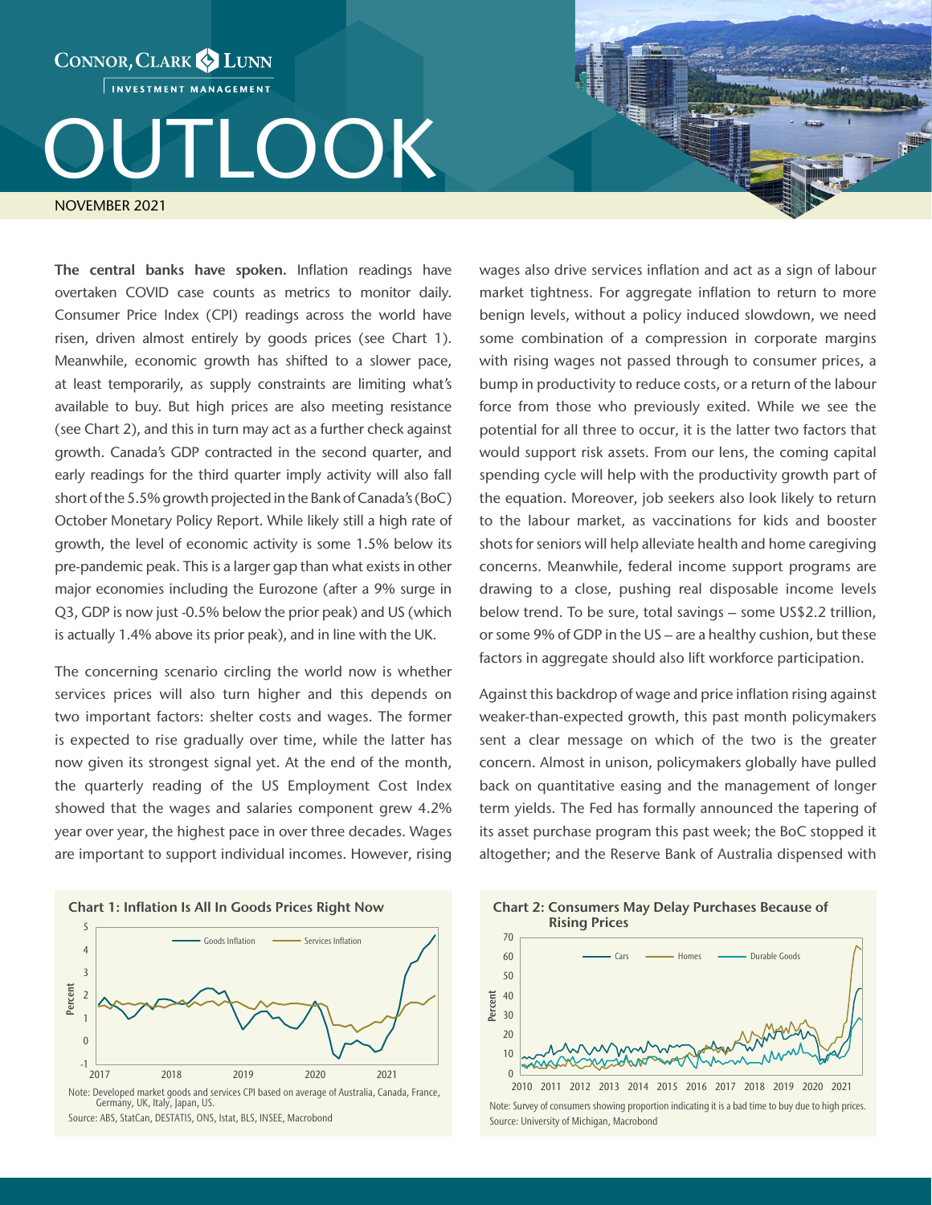CONNOR, CLARK & LUNN INVESTMENT MANAGEMENT

# OUTLOOK

NOVEMBER 2021

**The central banks have spoken.** Inflation readings have overtaken COVID case counts as metrics to monitor daily. Consumer Price Index (CPI) readings across the world have risen, driven almost entirely by goods prices (see Chart 1). Meanwhile, economic growth has shifted to a slower pace, at least temporarily, as supply constraints are limiting what's available to buy. But high prices are also meeting resistance (see Chart 2), and this in turn may act as a further check against growth. Canada's GDP contracted in the second quarter, and early readings for the third quarter imply activity will also fall short of the 5.5% growth projected in the Bank of Canada's (BoC) October Monetary Policy Report. While likely still a high rate of growth, the level of economic activity is some 1.5% below its pre-pandemic peak. This is a larger gap than what exists in other major economies including the Eurozone (after a 9% surge in Q3, GDP is now just -0.5% below the prior peak) and US (which is actually 1.4% above its prior peak), and in line with the UK.

The concerning scenario circling the world now is whether services prices will also turn higher and this depends on two important factors: shelter costs and wages. The former is expected to rise gradually over time, while the latter has now given its strongest signal yet. At the end of the month, the quarterly reading of the US Employment Cost Index showed that the wages and salaries component grew 4.2% year over year, the highest pace in over three decades. Wages are important to support individual incomes. However, rising wages also drive services inflation and act as a sign of labour market tightness. For aggregate inflation to return to more benign levels, without a policy induced slowdown, we need some combination of a compression in corporate margins with rising wages not passed through to consumer prices, a bump in productivity to reduce costs, or a return of the labour force from those who previously exited. While we see the potential for all three to occur, it is the latter two factors that would support risk assets. From our lens, the coming capital spending cycle will help with the productivity growth part of the equation. Moreover, job seekers also look likely to return to the labour market, as vaccinations for kids and booster shots for seniors will help alleviate health and home caregiving concerns. Meanwhile, federal income support programs are drawing to a close, pushing real disposable income levels below trend. To be sure, total savings – some US$2.2 trillion, or some 9% of GDP in the US – are a healthy cushion, but these factors in aggregate should also lift workforce participation.

Against this backdrop of wage and price inflation rising against weaker-than-expected growth, this past month policymakers sent a clear message on which of the two is the greater concern. Almost in unison, policymakers globally have pulled back on quantitative easing and the management of longer term yields. The Fed has formally announced the tapering of its asset purchase program this past week; the BoC stopped it altogether; and the Reserve Bank of Australia dispensed with

**Chart 1: Inflation Is All In Goods Prices Right Now**

Note: Developed market goods and services CPI based on average of Australia, Canada, France, Germany, UK, Italy, Japan, US.
Source: ABS, StatCan, DESTATIS, ONS, Istat, BLS, INSEE, Macrobond

**Chart 2: Consumers May Delay Purchases Because of Rising Prices**

Note: Survey of consumers showing proportion indicating it is a bad time to buy due to high prices.
Source: University of Michigan, Macrobond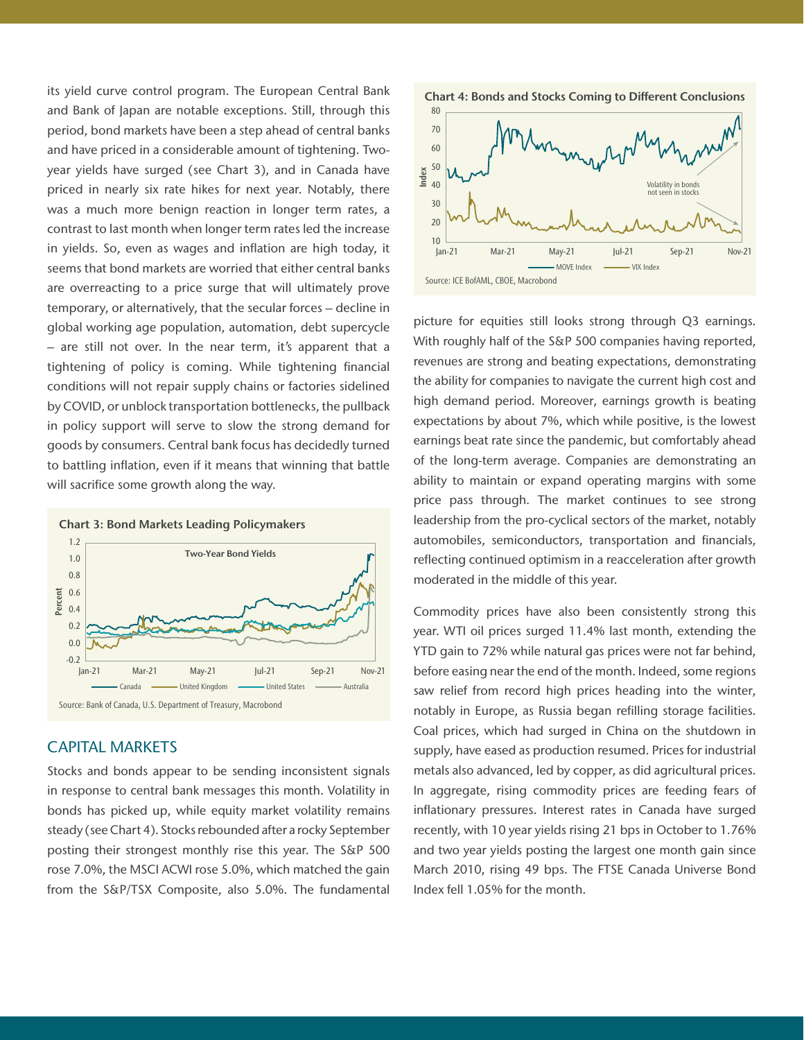its yield curve control program. The European Central Bank and Bank of Japan are notable exceptions. Still, through this period, bond markets have been a step ahead of central banks and have priced in a considerable amount of tightening. Two-year yields have surged (see Chart 3), and in Canada have priced in nearly six rate hikes for next year. Notably, there was a much more benign reaction in longer term rates, a contrast to last month when longer term rates led the increase in yields. So, even as wages and inflation are high today, it seems that bond markets are worried that either central banks are overreacting to a price surge that will ultimately prove temporary, or alternatively, that the secular forces – decline in global working age population, automation, debt supercycle – are still not over. In the near term, it's apparent that a tightening of policy is coming. While tightening financial conditions will not repair supply chains or factories sidelined by COVID, or unblock transportation bottlenecks, the pullback in policy support will serve to slow the strong demand for goods by consumers. Central bank focus has decidedly turned to battling inflation, even if it means that winning that battle will sacrifice some growth along the way.

**Chart 3: Bond Markets Leading Policymakers**

Source: Bank of Canada, U.S. Department of Treasury, Macrobond

## CAPITAL MARKETS

Stocks and bonds appear to be sending inconsistent signals in response to central bank messages this month. Volatility in bonds has picked up, while equity market volatility remains steady (see Chart 4). Stocks rebounded after a rocky September posting their strongest monthly rise this year. The S&P 500 rose 7.0%, the MSCI ACWI rose 5.0%, which matched the gain from the S&P/TSX Composite, also 5.0%. The fundamental picture for equities still looks strong through Q3 earnings. With roughly half of the S&P 500 companies having reported, revenues are strong and beating expectations, demonstrating the ability for companies to navigate the current high cost and high demand period. Moreover, earnings growth is beating expectations by about 7%, which while positive, is the lowest earnings beat rate since the pandemic, but comfortably ahead of the long-term average. Companies are demonstrating an ability to maintain or expand operating margins with some price pass through. The market continues to see strong leadership from the pro-cyclical sectors of the market, notably automobiles, semiconductors, transportation and financials, reflecting continued optimism in a reacceleration after growth moderated in the middle of this year.

**Chart 4: Bonds and Stocks Coming to Different Conclusions**

Source: ICE BofAML, CBOE, Macrobond

Commodity prices have also been consistently strong this year. WTI oil prices surged 11.4% last month, extending the YTD gain to 72% while natural gas prices were not far behind, before easing near the end of the month. Indeed, some regions saw relief from record high prices heading into the winter, notably in Europe, as Russia began refilling storage facilities. Coal prices, which had surged in China on the shutdown in supply, have eased as production resumed. Prices for industrial metals also advanced, led by copper, as did agricultural prices. In aggregate, rising commodity prices are feeding fears of inflationary pressures. Interest rates in Canada have surged recently, with 10 year yields rising 21 bps in October to 1.76% and two year yields posting the largest one month gain since March 2010, rising 49 bps. The FTSE Canada Universe Bond Index fell 1.05% for the month.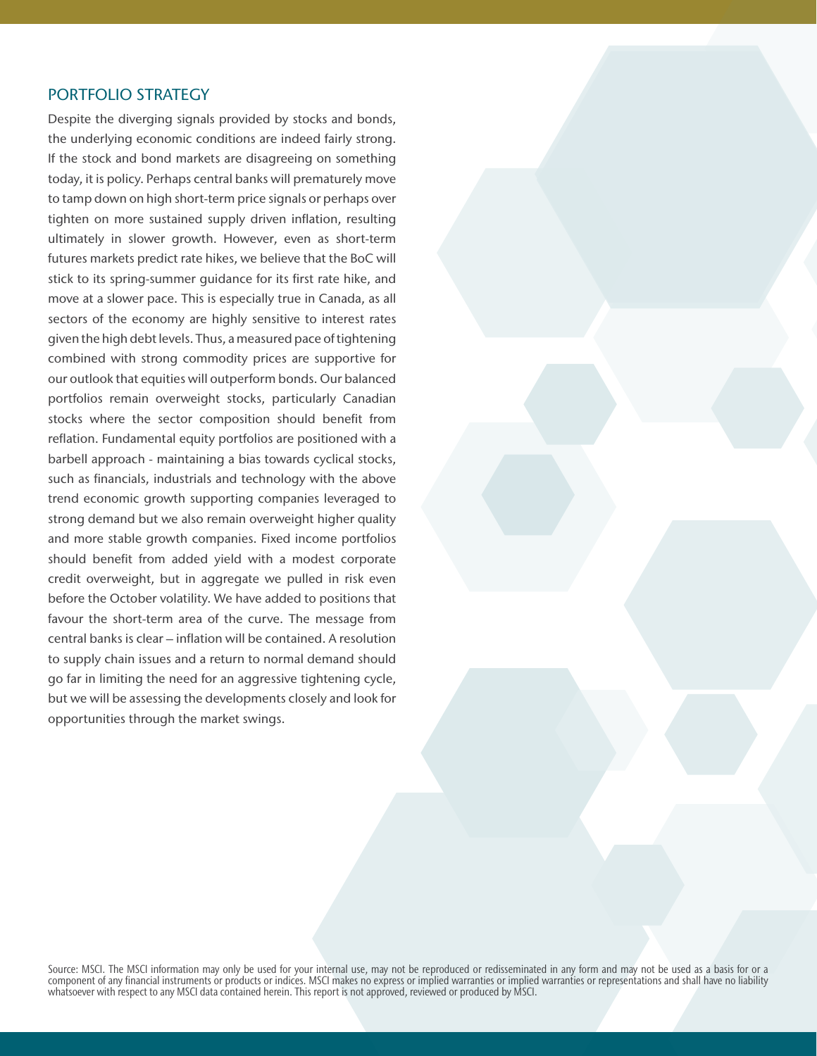## PORTFOLIO STRATEGY

Despite the diverging signals provided by stocks and bonds, the underlying economic conditions are indeed fairly strong. If the stock and bond markets are disagreeing on something today, it is policy. Perhaps central banks will prematurely move to tamp down on high short-term price signals or perhaps over tighten on more sustained supply driven inflation, resulting ultimately in slower growth. However, even as short-term futures markets predict rate hikes, we believe that the BoC will stick to its spring-summer guidance for its first rate hike, and move at a slower pace. This is especially true in Canada, as all sectors of the economy are highly sensitive to interest rates given the high debt levels. Thus, a measured pace of tightening combined with strong commodity prices are supportive for our outlook that equities will outperform bonds. Our balanced portfolios remain overweight stocks, particularly Canadian stocks where the sector composition should benefit from reflation. Fundamental equity portfolios are positioned with a barbell approach - maintaining a bias towards cyclical stocks, such as financials, industrials and technology with the above trend economic growth supporting companies leveraged to strong demand but we also remain overweight higher quality and more stable growth companies. Fixed income portfolios should benefit from added yield with a modest corporate credit overweight, but in aggregate we pulled in risk even before the October volatility. We have added to positions that favour the short-term area of the curve. The message from central banks is clear – inflation will be contained. A resolution to supply chain issues and a return to normal demand should go far in limiting the need for an aggressive tightening cycle, but we will be assessing the developments closely and look for opportunities through the market swings.

Source: MSCI. The MSCI information may only be used for your internal use, may not be reproduced or redisseminated in any form and may not be used as a basis for or a component of any financial instruments or products or indices. MSCI makes no express or implied warranties or implied warranties or representations and shall have no liability whatsoever with respect to any MSCI data contained herein. This report is not approved, reviewed or produced by MSCI.